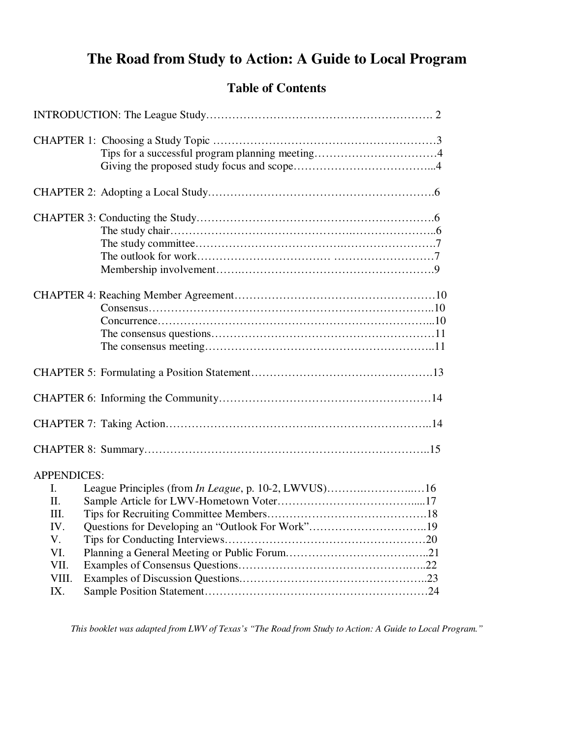# The Road from Study to Action: A Guide to Local Program

## Table of Contents

INTRODUCTION: The League Study……………………………………………………. 2

CHAPTER 1: Choosing a Study Topic ……………………………………………………3
- Tips for a successful program planning meeting……………………………4
- Giving the proposed study focus and scope………………………………...4

CHAPTER 2: Adopting a Local Study…………………………………………………….6

CHAPTER 3: Conducting the Study……………………………………………………….6
- The study chair…………………………………………………………………..6
- The study committee…………………………………………………………….7
- The outlook for work…………………………… ………………………7
- Membership involvement………………………………………………………….9

CHAPTER 4: Reaching Member Agreement………………………………………………10
- Consensus………………………………………………………………………..10
- Concurrence……………………………………………………………………...10
- The consensus questions…………………………………………………………11
- The consensus meeting…………………………………………………………..11

CHAPTER 5: Formulating a Position Statement………………………………………….13

CHAPTER 6: Informing the Community…………………………………………………14

CHAPTER 7: Taking Action……………………………………………………………..14

CHAPTER 8: Summary…………………………………………………………………..15

APPENDICES:

- I. League Principles (from *In League*, p. 10-2, LWVUS)……….………..…16
- II. Sample Article for LWV-Hometown Voter………………………………....17
- III. Tips for Recruiting Committee Members…………………………………….18
- IV. Questions for Developing an "Outlook For Work"…………………………..19
- V. Tips for Conducting Interviews……………………………………………….20
- VI. Planning a General Meeting or Public Forum………………………………..21
- VII. Examples of Consensus Questions…………………………………………..22
- VIII. Examples of Discussion Questions.…………………………………………..23
- IX. Sample Position Statement……………………………………………………24

*This booklet was adapted from LWV of Texas's "The Road from Study to Action: A Guide to Local Program."*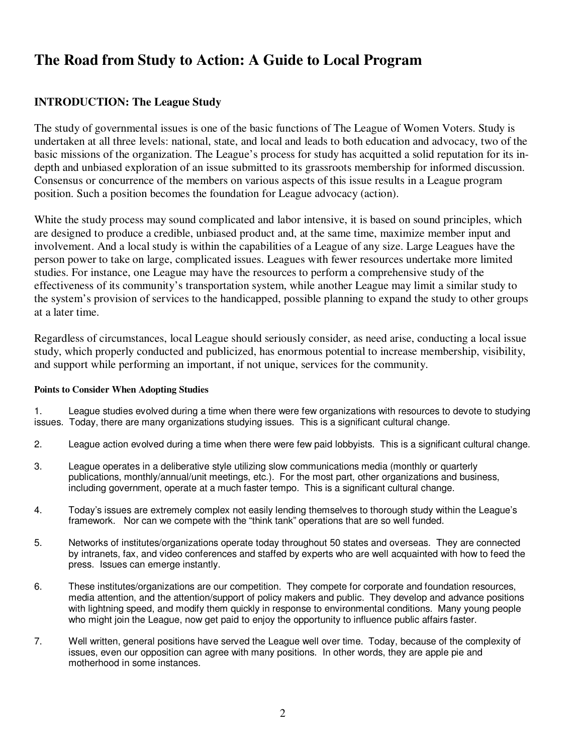# The Road from Study to Action: A Guide to Local Program

## INTRODUCTION: The League Study

The study of governmental issues is one of the basic functions of The League of Women Voters. Study is undertaken at all three levels: national, state, and local and leads to both education and advocacy, two of the basic missions of the organization. The League's process for study has acquitted a solid reputation for its in-depth and unbiased exploration of an issue submitted to its grassroots membership for informed discussion. Consensus or concurrence of the members on various aspects of this issue results in a League program position. Such a position becomes the foundation for League advocacy (action).

White the study process may sound complicated and labor intensive, it is based on sound principles, which are designed to produce a credible, unbiased product and, at the same time, maximize member input and involvement. And a local study is within the capabilities of a League of any size. Large Leagues have the person power to take on large, complicated issues. Leagues with fewer resources undertake more limited studies. For instance, one League may have the resources to perform a comprehensive study of the effectiveness of its community's transportation system, while another League may limit a similar study to the system's provision of services to the handicapped, possible planning to expand the study to other groups at a later time.

Regardless of circumstances, local League should seriously consider, as need arise, conducting a local issue study, which properly conducted and publicized, has enormous potential to increase membership, visibility, and support while performing an important, if not unique, services for the community.

#### Points to Consider When Adopting Studies

1. League studies evolved during a time when there were few organizations with resources to devote to studying issues. Today, there are many organizations studying issues. This is a significant cultural change.

2. League action evolved during a time when there were few paid lobbyists. This is a significant cultural change.

3. League operates in a deliberative style utilizing slow communications media (monthly or quarterly publications, monthly/annual/unit meetings, etc.). For the most part, other organizations and business, including government, operate at a much faster tempo. This is a significant cultural change.

4. Today's issues are extremely complex not easily lending themselves to thorough study within the League's framework. Nor can we compete with the "think tank" operations that are so well funded.

5. Networks of institutes/organizations operate today throughout 50 states and overseas. They are connected by intranets, fax, and video conferences and staffed by experts who are well acquainted with how to feed the press. Issues can emerge instantly.

6. These institutes/organizations are our competition. They compete for corporate and foundation resources, media attention, and the attention/support of policy makers and public. They develop and advance positions with lightning speed, and modify them quickly in response to environmental conditions. Many young people who might join the League, now get paid to enjoy the opportunity to influence public affairs faster.

7. Well written, general positions have served the League well over time. Today, because of the complexity of issues, even our opposition can agree with many positions. In other words, they are apple pie and motherhood in some instances.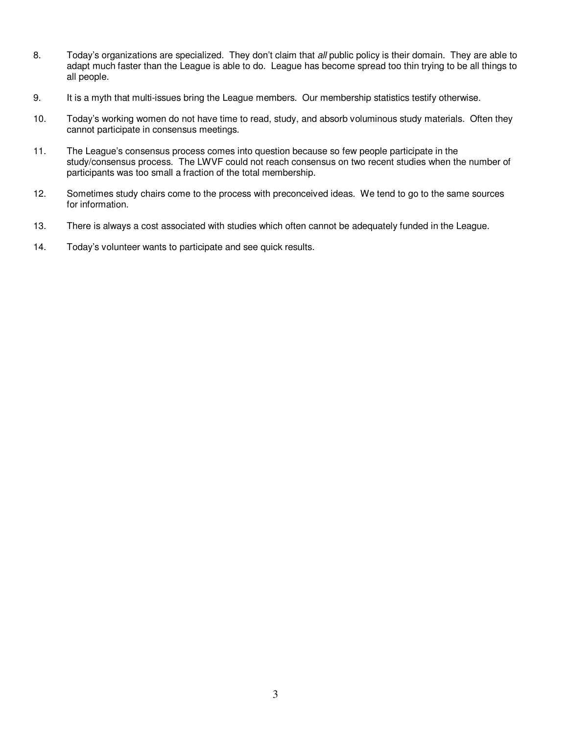8. Today's organizations are specialized. They don't claim that *all* public policy is their domain. They are able to adapt much faster than the League is able to do. League has become spread too thin trying to be all things to all people.

9. It is a myth that multi-issues bring the League members. Our membership statistics testify otherwise.

10. Today's working women do not have time to read, study, and absorb voluminous study materials. Often they cannot participate in consensus meetings.

11. The League's consensus process comes into question because so few people participate in the study/consensus process. The LWVF could not reach consensus on two recent studies when the number of participants was too small a fraction of the total membership.

12. Sometimes study chairs come to the process with preconceived ideas. We tend to go to the same sources for information.

13. There is always a cost associated with studies which often cannot be adequately funded in the League.

14. Today's volunteer wants to participate and see quick results.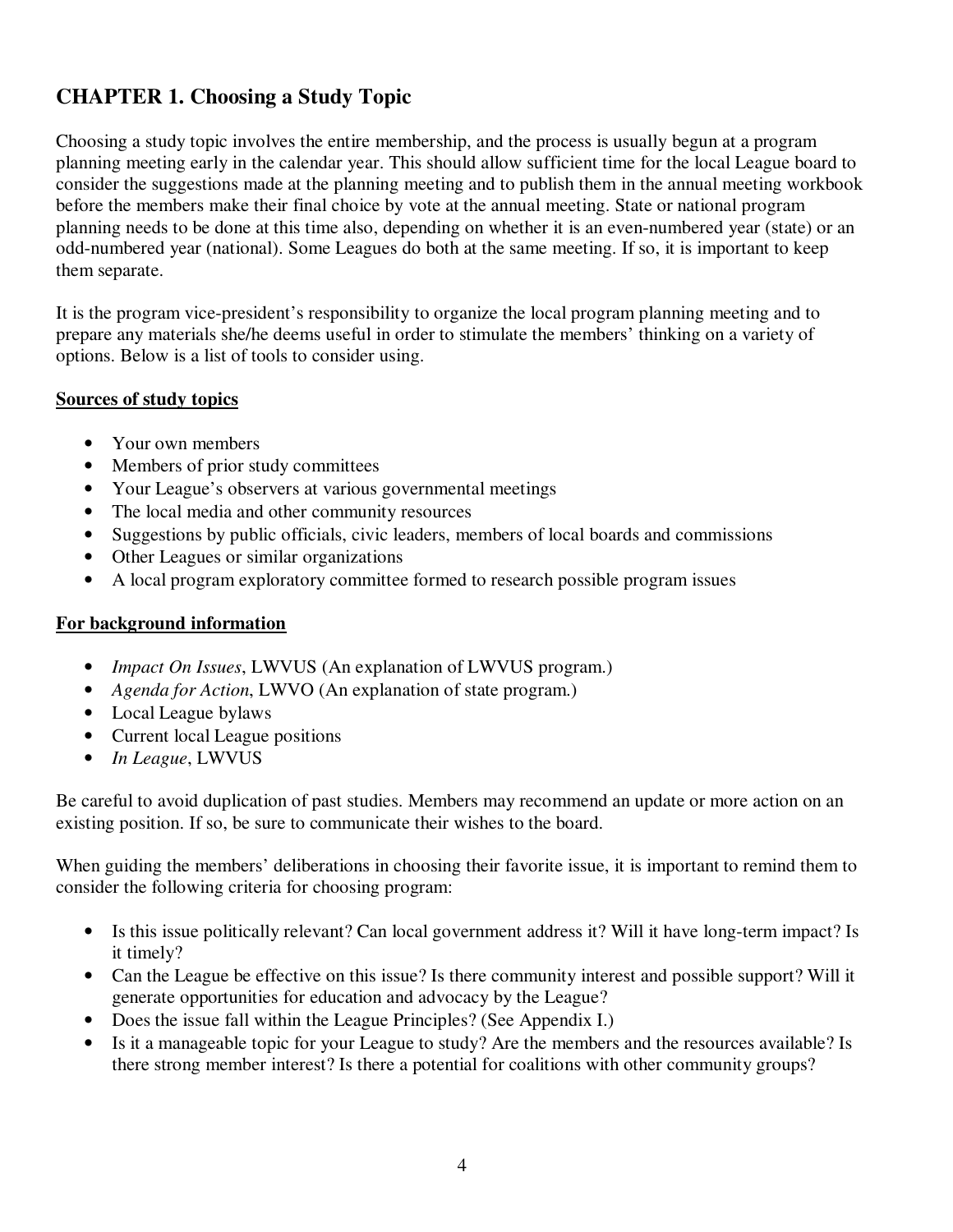## CHAPTER 1. Choosing a Study Topic

Choosing a study topic involves the entire membership, and the process is usually begun at a program planning meeting early in the calendar year. This should allow sufficient time for the local League board to consider the suggestions made at the planning meeting and to publish them in the annual meeting workbook before the members make their final choice by vote at the annual meeting. State or national program planning needs to be done at this time also, depending on whether it is an even-numbered year (state) or an odd-numbered year (national). Some Leagues do both at the same meeting. If so, it is important to keep them separate.

It is the program vice-president's responsibility to organize the local program planning meeting and to prepare any materials she/he deems useful in order to stimulate the members' thinking on a variety of options. Below is a list of tools to consider using.

**Sources of study topics**

- Your own members
- Members of prior study committees
- Your League's observers at various governmental meetings
- The local media and other community resources
- Suggestions by public officials, civic leaders, members of local boards and commissions
- Other Leagues or similar organizations
- A local program exploratory committee formed to research possible program issues

**For background information**

- *Impact On Issues*, LWVUS (An explanation of LWVUS program.)
- *Agenda for Action*, LWVO (An explanation of state program.)
- Local League bylaws
- Current local League positions
- *In League*, LWVUS

Be careful to avoid duplication of past studies. Members may recommend an update or more action on an existing position. If so, be sure to communicate their wishes to the board.

When guiding the members' deliberations in choosing their favorite issue, it is important to remind them to consider the following criteria for choosing program:

- Is this issue politically relevant? Can local government address it? Will it have long-term impact? Is it timely?
- Can the League be effective on this issue? Is there community interest and possible support? Will it generate opportunities for education and advocacy by the League?
- Does the issue fall within the League Principles? (See Appendix I.)
- Is it a manageable topic for your League to study? Are the members and the resources available? Is there strong member interest? Is there a potential for coalitions with other community groups?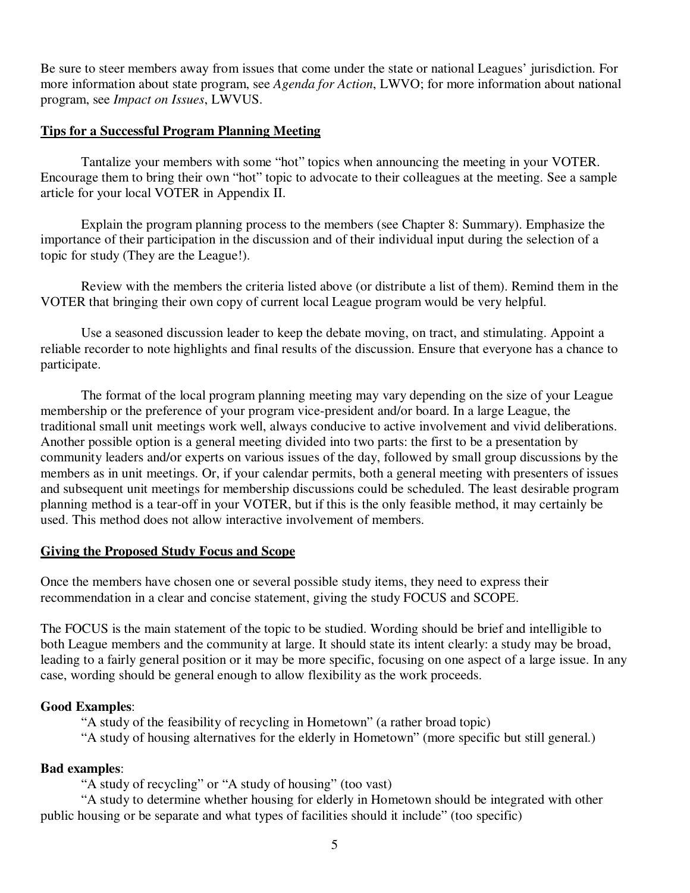Be sure to steer members away from issues that come under the state or national Leagues' jurisdiction. For more information about state program, see *Agenda for Action*, LWVO; for more information about national program, see *Impact on Issues*, LWVUS.

## Tips for a Successful Program Planning Meeting

Tantalize your members with some "hot" topics when announcing the meeting in your VOTER. Encourage them to bring their own "hot" topic to advocate to their colleagues at the meeting. See a sample article for your local VOTER in Appendix II.

Explain the program planning process to the members (see Chapter 8: Summary). Emphasize the importance of their participation in the discussion and of their individual input during the selection of a topic for study (They are the League!).

Review with the members the criteria listed above (or distribute a list of them). Remind them in the VOTER that bringing their own copy of current local League program would be very helpful.

Use a seasoned discussion leader to keep the debate moving, on tract, and stimulating. Appoint a reliable recorder to note highlights and final results of the discussion. Ensure that everyone has a chance to participate.

The format of the local program planning meeting may vary depending on the size of your League membership or the preference of your program vice-president and/or board. In a large League, the traditional small unit meetings work well, always conducive to active involvement and vivid deliberations. Another possible option is a general meeting divided into two parts: the first to be a presentation by community leaders and/or experts on various issues of the day, followed by small group discussions by the members as in unit meetings. Or, if your calendar permits, both a general meeting with presenters of issues and subsequent unit meetings for membership discussions could be scheduled. The least desirable program planning method is a tear-off in your VOTER, but if this is the only feasible method, it may certainly be used. This method does not allow interactive involvement of members.

## Giving the Proposed Study Focus and Scope

Once the members have chosen one or several possible study items, they need to express their recommendation in a clear and concise statement, giving the study FOCUS and SCOPE.

The FOCUS is the main statement of the topic to be studied. Wording should be brief and intelligible to both League members and the community at large. It should state its intent clearly: a study may be broad, leading to a fairly general position or it may be more specific, focusing on one aspect of a large issue. In any case, wording should be general enough to allow flexibility as the work proceeds.

**Good Examples**:

"A study of the feasibility of recycling in Hometown" (a rather broad topic)

"A study of housing alternatives for the elderly in Hometown" (more specific but still general.)

**Bad examples**:

"A study of recycling" or "A study of housing" (too vast)

"A study to determine whether housing for elderly in Hometown should be integrated with other public housing or be separate and what types of facilities should it include" (too specific)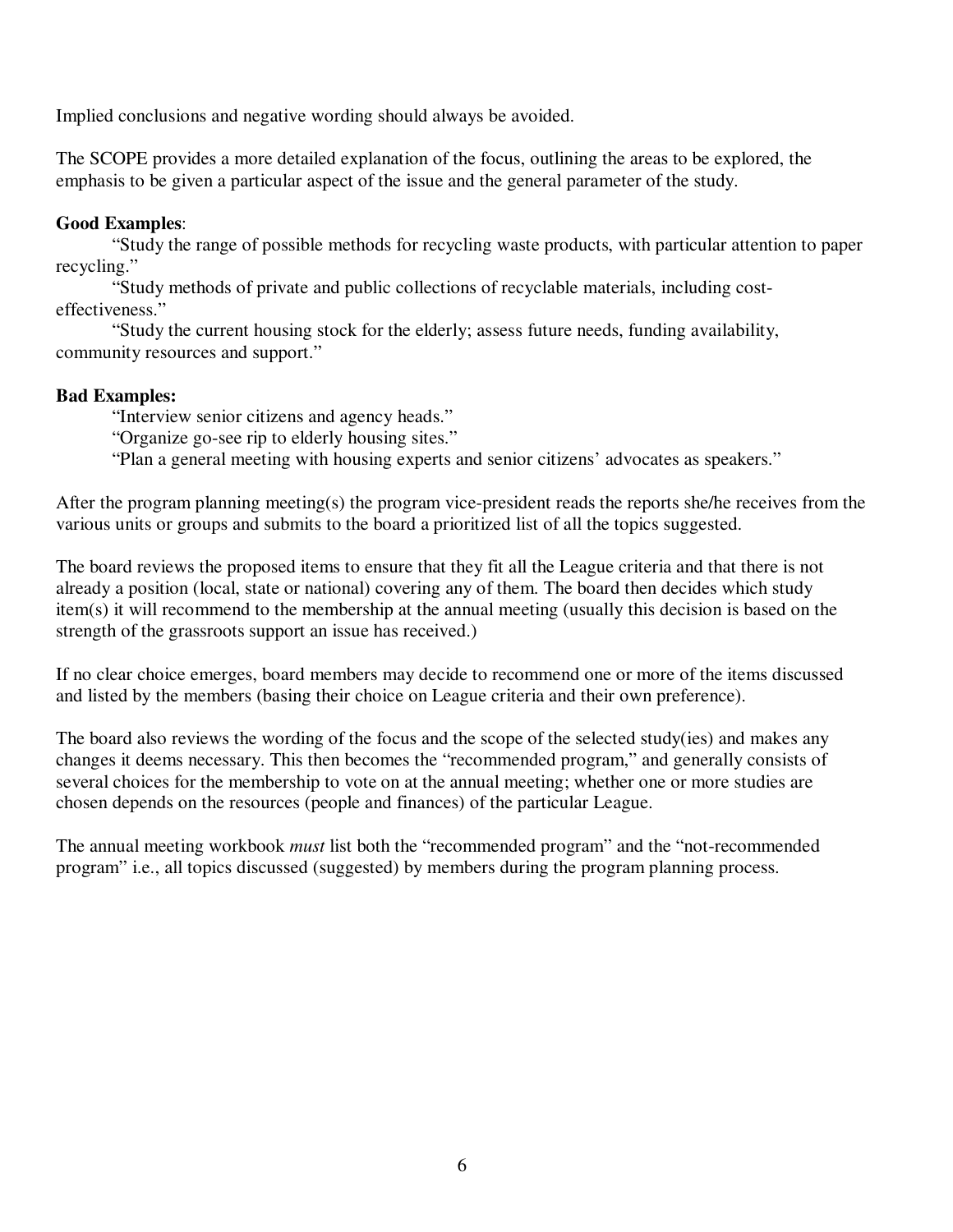Implied conclusions and negative wording should always be avoided.

The SCOPE provides a more detailed explanation of the focus, outlining the areas to be explored, the emphasis to be given a particular aspect of the issue and the general parameter of the study.

**Good Examples**:

"Study the range of possible methods for recycling waste products, with particular attention to paper recycling."

"Study methods of private and public collections of recyclable materials, including cost-effectiveness."

"Study the current housing stock for the elderly; assess future needs, funding availability, community resources and support."

**Bad Examples:**

"Interview senior citizens and agency heads."

"Organize go-see rip to elderly housing sites."

"Plan a general meeting with housing experts and senior citizens' advocates as speakers."

After the program planning meeting(s) the program vice-president reads the reports she/he receives from the various units or groups and submits to the board a prioritized list of all the topics suggested.

The board reviews the proposed items to ensure that they fit all the League criteria and that there is not already a position (local, state or national) covering any of them. The board then decides which study item(s) it will recommend to the membership at the annual meeting (usually this decision is based on the strength of the grassroots support an issue has received.)

If no clear choice emerges, board members may decide to recommend one or more of the items discussed and listed by the members (basing their choice on League criteria and their own preference).

The board also reviews the wording of the focus and the scope of the selected study(ies) and makes any changes it deems necessary. This then becomes the "recommended program," and generally consists of several choices for the membership to vote on at the annual meeting; whether one or more studies are chosen depends on the resources (people and finances) of the particular League.

The annual meeting workbook *must* list both the "recommended program" and the "not-recommended program" i.e., all topics discussed (suggested) by members during the program planning process.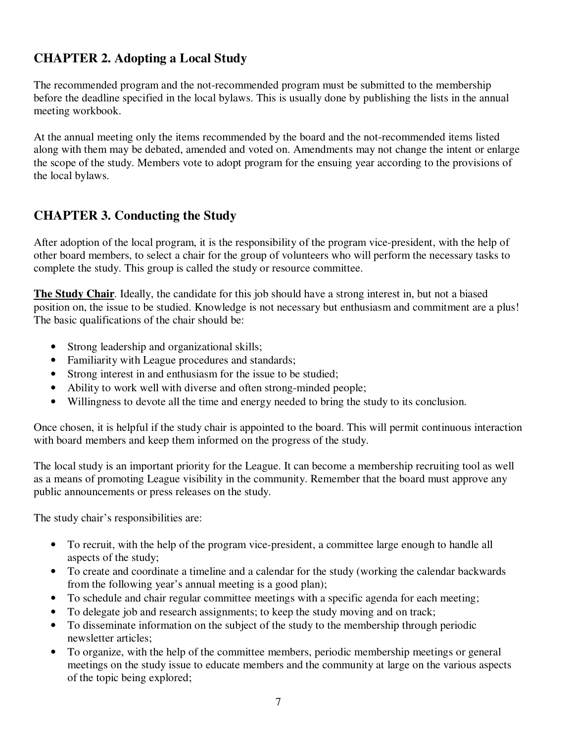## CHAPTER 2. Adopting a Local Study

The recommended program and the not-recommended program must be submitted to the membership before the deadline specified in the local bylaws. This is usually done by publishing the lists in the annual meeting workbook.

At the annual meeting only the items recommended by the board and the not-recommended items listed along with them may be debated, amended and voted on. Amendments may not change the intent or enlarge the scope of the study. Members vote to adopt program for the ensuing year according to the provisions of the local bylaws.

## CHAPTER 3. Conducting the Study

After adoption of the local program, it is the responsibility of the program vice-president, with the help of other board members, to select a chair for the group of volunteers who will perform the necessary tasks to complete the study. This group is called the study or resource committee.

**The Study Chair**. Ideally, the candidate for this job should have a strong interest in, but not a biased position on, the issue to be studied. Knowledge is not necessary but enthusiasm and commitment are a plus! The basic qualifications of the chair should be:

- Strong leadership and organizational skills;
- Familiarity with League procedures and standards;
- Strong interest in and enthusiasm for the issue to be studied;
- Ability to work well with diverse and often strong-minded people;
- Willingness to devote all the time and energy needed to bring the study to its conclusion.

Once chosen, it is helpful if the study chair is appointed to the board. This will permit continuous interaction with board members and keep them informed on the progress of the study.

The local study is an important priority for the League. It can become a membership recruiting tool as well as a means of promoting League visibility in the community. Remember that the board must approve any public announcements or press releases on the study.

The study chair's responsibilities are:

- To recruit, with the help of the program vice-president, a committee large enough to handle all aspects of the study;
- To create and coordinate a timeline and a calendar for the study (working the calendar backwards from the following year's annual meeting is a good plan);
- To schedule and chair regular committee meetings with a specific agenda for each meeting;
- To delegate job and research assignments; to keep the study moving and on track;
- To disseminate information on the subject of the study to the membership through periodic newsletter articles;
- To organize, with the help of the committee members, periodic membership meetings or general meetings on the study issue to educate members and the community at large on the various aspects of the topic being explored;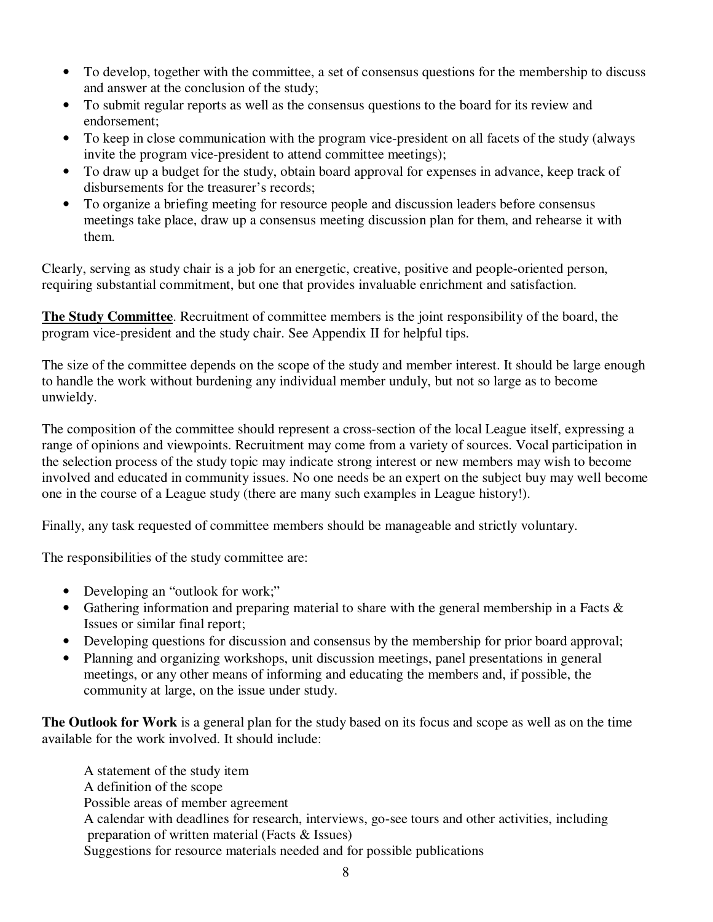- To develop, together with the committee, a set of consensus questions for the membership to discuss and answer at the conclusion of the study;
- To submit regular reports as well as the consensus questions to the board for its review and endorsement;
- To keep in close communication with the program vice-president on all facets of the study (always invite the program vice-president to attend committee meetings);
- To draw up a budget for the study, obtain board approval for expenses in advance, keep track of disbursements for the treasurer's records;
- To organize a briefing meeting for resource people and discussion leaders before consensus meetings take place, draw up a consensus meeting discussion plan for them, and rehearse it with them.

Clearly, serving as study chair is a job for an energetic, creative, positive and people-oriented person, requiring substantial commitment, but one that provides invaluable enrichment and satisfaction.

**<u>The Study Committee</u>**. Recruitment of committee members is the joint responsibility of the board, the program vice-president and the study chair. See Appendix II for helpful tips.

The size of the committee depends on the scope of the study and member interest. It should be large enough to handle the work without burdening any individual member unduly, but not so large as to become unwieldy.

The composition of the committee should represent a cross-section of the local League itself, expressing a range of opinions and viewpoints. Recruitment may come from a variety of sources. Vocal participation in the selection process of the study topic may indicate strong interest or new members may wish to become involved and educated in community issues. No one needs be an expert on the subject buy may well become one in the course of a League study (there are many such examples in League history!).

Finally, any task requested of committee members should be manageable and strictly voluntary.

The responsibilities of the study committee are:

- Developing an "outlook for work;"
- Gathering information and preparing material to share with the general membership in a Facts & Issues or similar final report;
- Developing questions for discussion and consensus by the membership for prior board approval;
- Planning and organizing workshops, unit discussion meetings, panel presentations in general meetings, or any other means of informing and educating the members and, if possible, the community at large, on the issue under study.

**The Outlook for Work** is a general plan for the study based on its focus and scope as well as on the time available for the work involved. It should include:

A statement of the study item
A definition of the scope
Possible areas of member agreement
A calendar with deadlines for research, interviews, go-see tours and other activities, including preparation of written material (Facts & Issues)
Suggestions for resource materials needed and for possible publications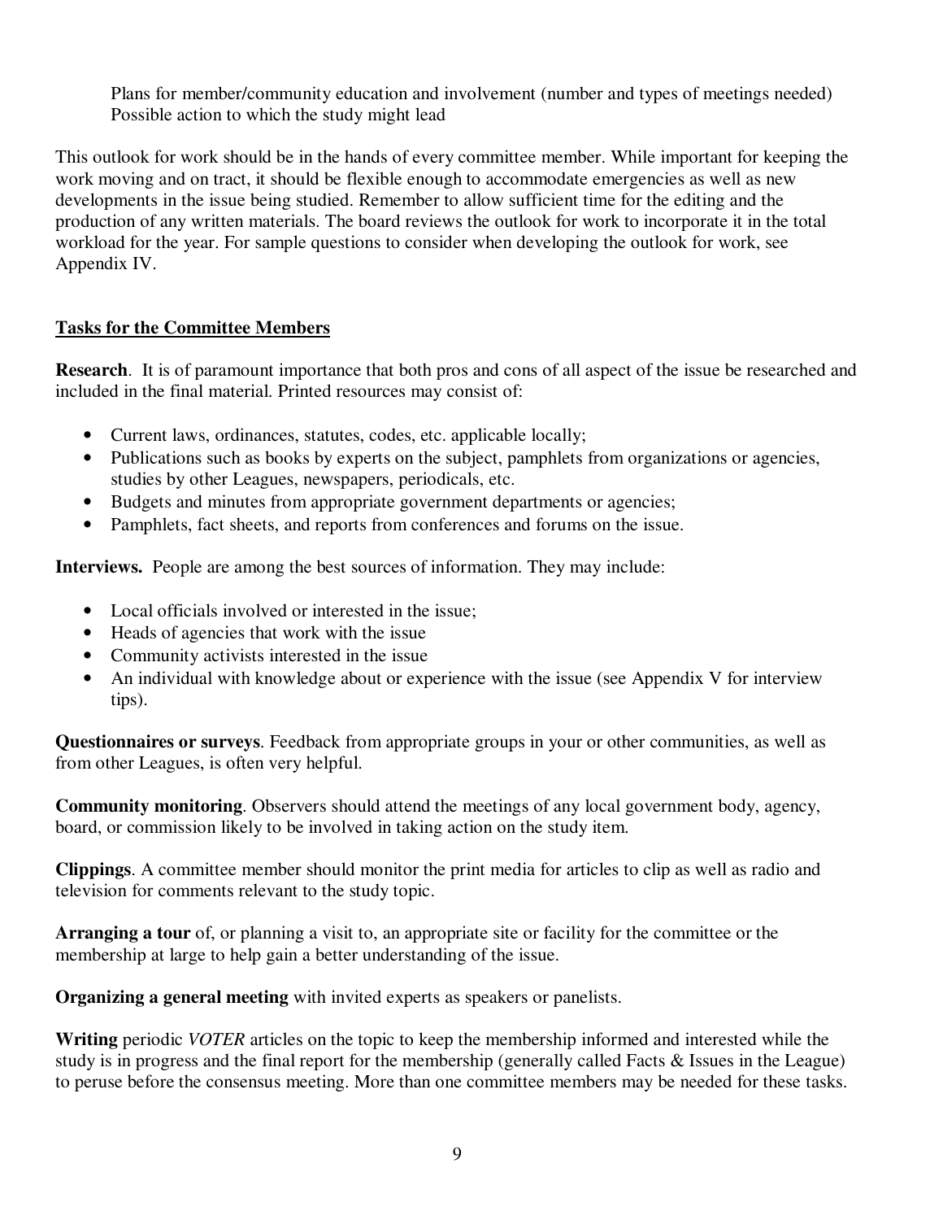Plans for member/community education and involvement (number and types of meetings needed)
Possible action to which the study might lead

This outlook for work should be in the hands of every committee member. While important for keeping the work moving and on tract, it should be flexible enough to accommodate emergencies as well as new developments in the issue being studied. Remember to allow sufficient time for the editing and the production of any written materials. The board reviews the outlook for work to incorporate it in the total workload for the year. For sample questions to consider when developing the outlook for work, see Appendix IV.

## Tasks for the Committee Members

**Research**. It is of paramount importance that both pros and cons of all aspect of the issue be researched and included in the final material. Printed resources may consist of:

- Current laws, ordinances, statutes, codes, etc. applicable locally;
- Publications such as books by experts on the subject, pamphlets from organizations or agencies, studies by other Leagues, newspapers, periodicals, etc.
- Budgets and minutes from appropriate government departments or agencies;
- Pamphlets, fact sheets, and reports from conferences and forums on the issue.

**Interviews.** People are among the best sources of information. They may include:

- Local officials involved or interested in the issue;
- Heads of agencies that work with the issue
- Community activists interested in the issue
- An individual with knowledge about or experience with the issue (see Appendix V for interview tips).

**Questionnaires or surveys**. Feedback from appropriate groups in your or other communities, as well as from other Leagues, is often very helpful.

**Community monitoring**. Observers should attend the meetings of any local government body, agency, board, or commission likely to be involved in taking action on the study item.

**Clippings**. A committee member should monitor the print media for articles to clip as well as radio and television for comments relevant to the study topic.

**Arranging a tour** of, or planning a visit to, an appropriate site or facility for the committee or the membership at large to help gain a better understanding of the issue.

**Organizing a general meeting** with invited experts as speakers or panelists.

**Writing** periodic *VOTER* articles on the topic to keep the membership informed and interested while the study is in progress and the final report for the membership (generally called Facts & Issues in the League) to peruse before the consensus meeting. More than one committee members may be needed for these tasks.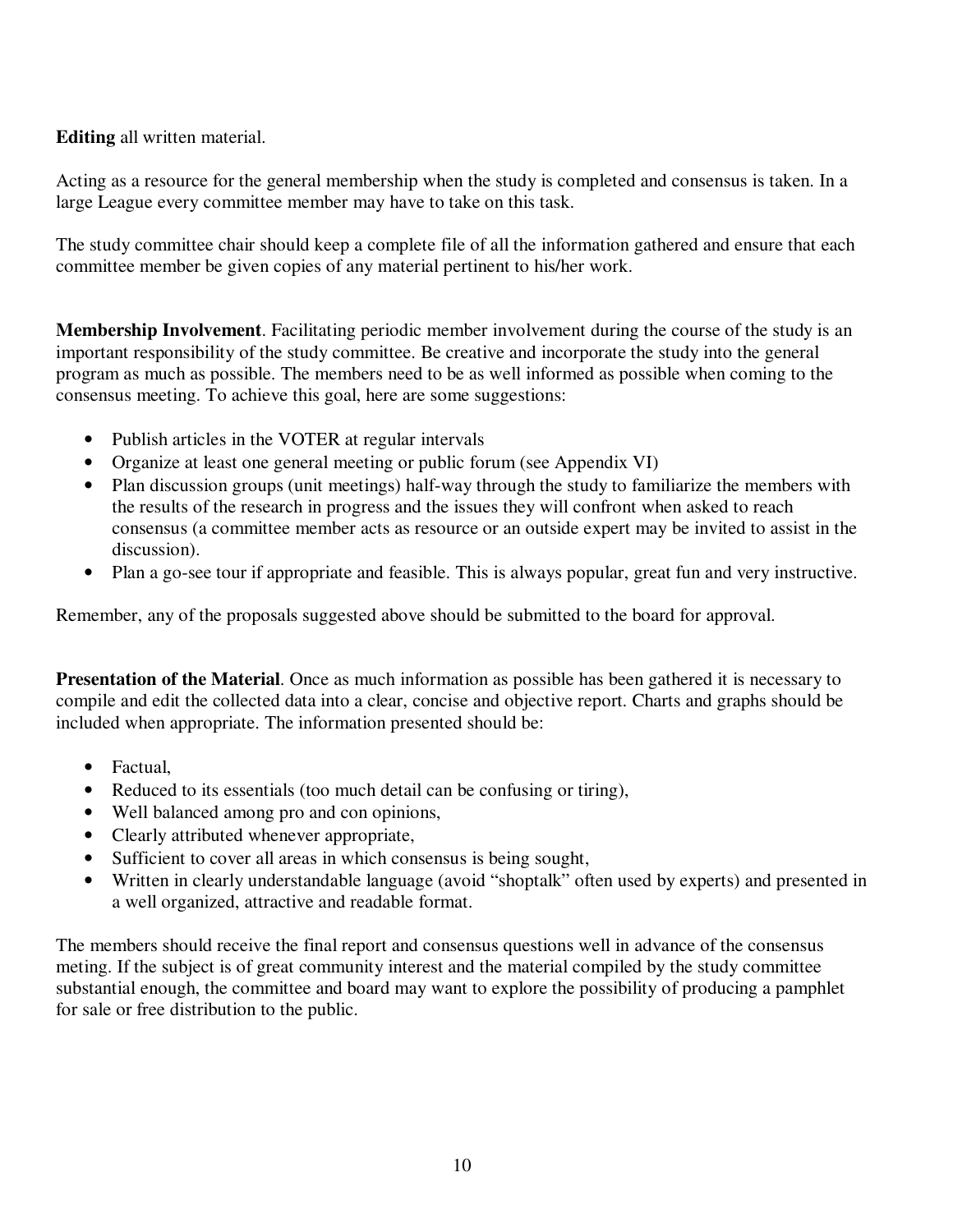**Editing** all written material.

Acting as a resource for the general membership when the study is completed and consensus is taken. In a large League every committee member may have to take on this task.

The study committee chair should keep a complete file of all the information gathered and ensure that each committee member be given copies of any material pertinent to his/her work.

**Membership Involvement**. Facilitating periodic member involvement during the course of the study is an important responsibility of the study committee. Be creative and incorporate the study into the general program as much as possible. The members need to be as well informed as possible when coming to the consensus meeting. To achieve this goal, here are some suggestions:

- Publish articles in the VOTER at regular intervals
- Organize at least one general meeting or public forum (see Appendix VI)
- Plan discussion groups (unit meetings) half-way through the study to familiarize the members with the results of the research in progress and the issues they will confront when asked to reach consensus (a committee member acts as resource or an outside expert may be invited to assist in the discussion).
- Plan a go-see tour if appropriate and feasible. This is always popular, great fun and very instructive.

Remember, any of the proposals suggested above should be submitted to the board for approval.

**Presentation of the Material**. Once as much information as possible has been gathered it is necessary to compile and edit the collected data into a clear, concise and objective report. Charts and graphs should be included when appropriate. The information presented should be:

- Factual,
- Reduced to its essentials (too much detail can be confusing or tiring),
- Well balanced among pro and con opinions,
- Clearly attributed whenever appropriate,
- Sufficient to cover all areas in which consensus is being sought,
- Written in clearly understandable language (avoid "shoptalk" often used by experts) and presented in a well organized, attractive and readable format.

The members should receive the final report and consensus questions well in advance of the consensus meting. If the subject is of great community interest and the material compiled by the study committee substantial enough, the committee and board may want to explore the possibility of producing a pamphlet for sale or free distribution to the public.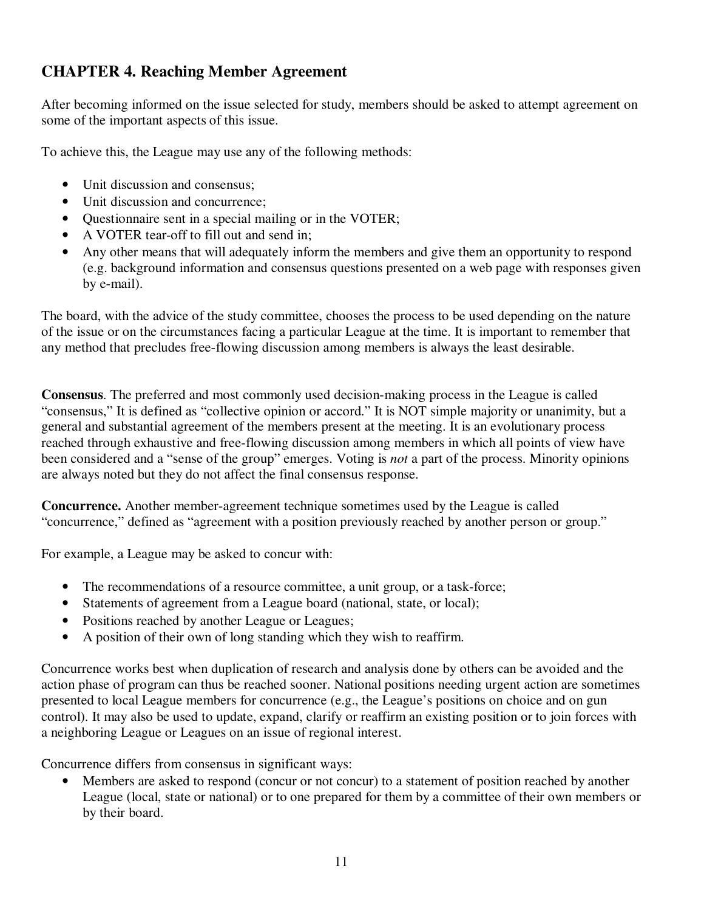## CHAPTER 4. Reaching Member Agreement

After becoming informed on the issue selected for study, members should be asked to attempt agreement on some of the important aspects of this issue.

To achieve this, the League may use any of the following methods:

- Unit discussion and consensus;
- Unit discussion and concurrence;
- Questionnaire sent in a special mailing or in the VOTER;
- A VOTER tear-off to fill out and send in;
- Any other means that will adequately inform the members and give them an opportunity to respond (e.g. background information and consensus questions presented on a web page with responses given by e-mail).

The board, with the advice of the study committee, chooses the process to be used depending on the nature of the issue or on the circumstances facing a particular League at the time. It is important to remember that any method that precludes free-flowing discussion among members is always the least desirable.

**Consensus**. The preferred and most commonly used decision-making process in the League is called "consensus," It is defined as "collective opinion or accord." It is NOT simple majority or unanimity, but a general and substantial agreement of the members present at the meeting. It is an evolutionary process reached through exhaustive and free-flowing discussion among members in which all points of view have been considered and a "sense of the group" emerges. Voting is *not* a part of the process. Minority opinions are always noted but they do not affect the final consensus response.

**Concurrence.** Another member-agreement technique sometimes used by the League is called "concurrence," defined as "agreement with a position previously reached by another person or group."

For example, a League may be asked to concur with:

- The recommendations of a resource committee, a unit group, or a task-force;
- Statements of agreement from a League board (national, state, or local);
- Positions reached by another League or Leagues;
- A position of their own of long standing which they wish to reaffirm.

Concurrence works best when duplication of research and analysis done by others can be avoided and the action phase of program can thus be reached sooner. National positions needing urgent action are sometimes presented to local League members for concurrence (e.g., the League's positions on choice and on gun control). It may also be used to update, expand, clarify or reaffirm an existing position or to join forces with a neighboring League or Leagues on an issue of regional interest.

Concurrence differs from consensus in significant ways:

- Members are asked to respond (concur or not concur) to a statement of position reached by another League (local, state or national) or to one prepared for them by a committee of their own members or by their board.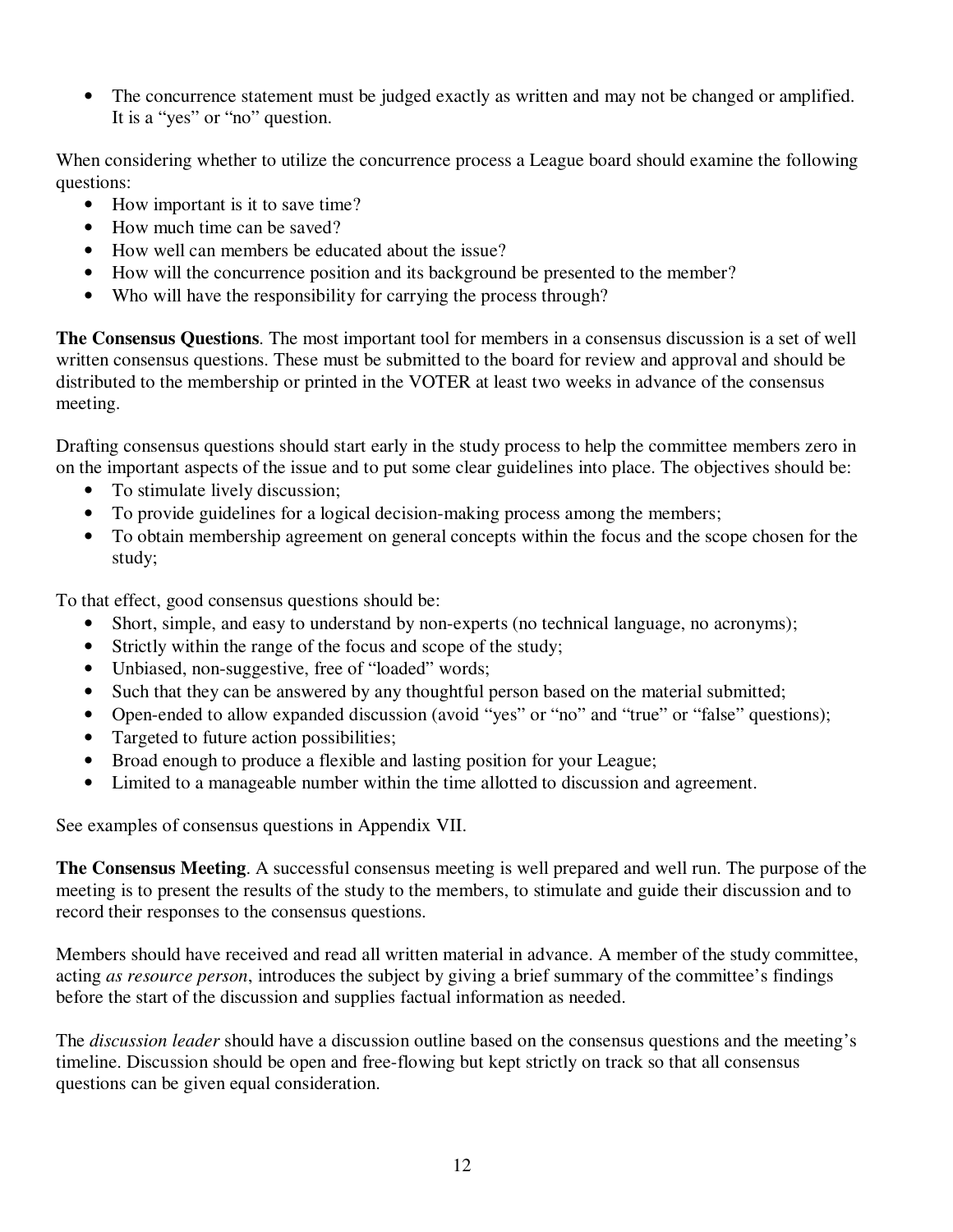- The concurrence statement must be judged exactly as written and may not be changed or amplified. It is a "yes" or "no" question.

When considering whether to utilize the concurrence process a League board should examine the following questions:

- How important is it to save time?
- How much time can be saved?
- How well can members be educated about the issue?
- How will the concurrence position and its background be presented to the member?
- Who will have the responsibility for carrying the process through?

**The Consensus Questions**. The most important tool for members in a consensus discussion is a set of well written consensus questions. These must be submitted to the board for review and approval and should be distributed to the membership or printed in the VOTER at least two weeks in advance of the consensus meeting.

Drafting consensus questions should start early in the study process to help the committee members zero in on the important aspects of the issue and to put some clear guidelines into place. The objectives should be:

- To stimulate lively discussion;
- To provide guidelines for a logical decision-making process among the members;
- To obtain membership agreement on general concepts within the focus and the scope chosen for the study;

To that effect, good consensus questions should be:

- Short, simple, and easy to understand by non-experts (no technical language, no acronyms);
- Strictly within the range of the focus and scope of the study;
- Unbiased, non-suggestive, free of "loaded" words;
- Such that they can be answered by any thoughtful person based on the material submitted;
- Open-ended to allow expanded discussion (avoid "yes" or "no" and "true" or "false" questions);
- Targeted to future action possibilities;
- Broad enough to produce a flexible and lasting position for your League;
- Limited to a manageable number within the time allotted to discussion and agreement.

See examples of consensus questions in Appendix VII.

**The Consensus Meeting**. A successful consensus meeting is well prepared and well run. The purpose of the meeting is to present the results of the study to the members, to stimulate and guide their discussion and to record their responses to the consensus questions.

Members should have received and read all written material in advance. A member of the study committee, acting *as resource person*, introduces the subject by giving a brief summary of the committee's findings before the start of the discussion and supplies factual information as needed.

The *discussion leader* should have a discussion outline based on the consensus questions and the meeting's timeline. Discussion should be open and free-flowing but kept strictly on track so that all consensus questions can be given equal consideration.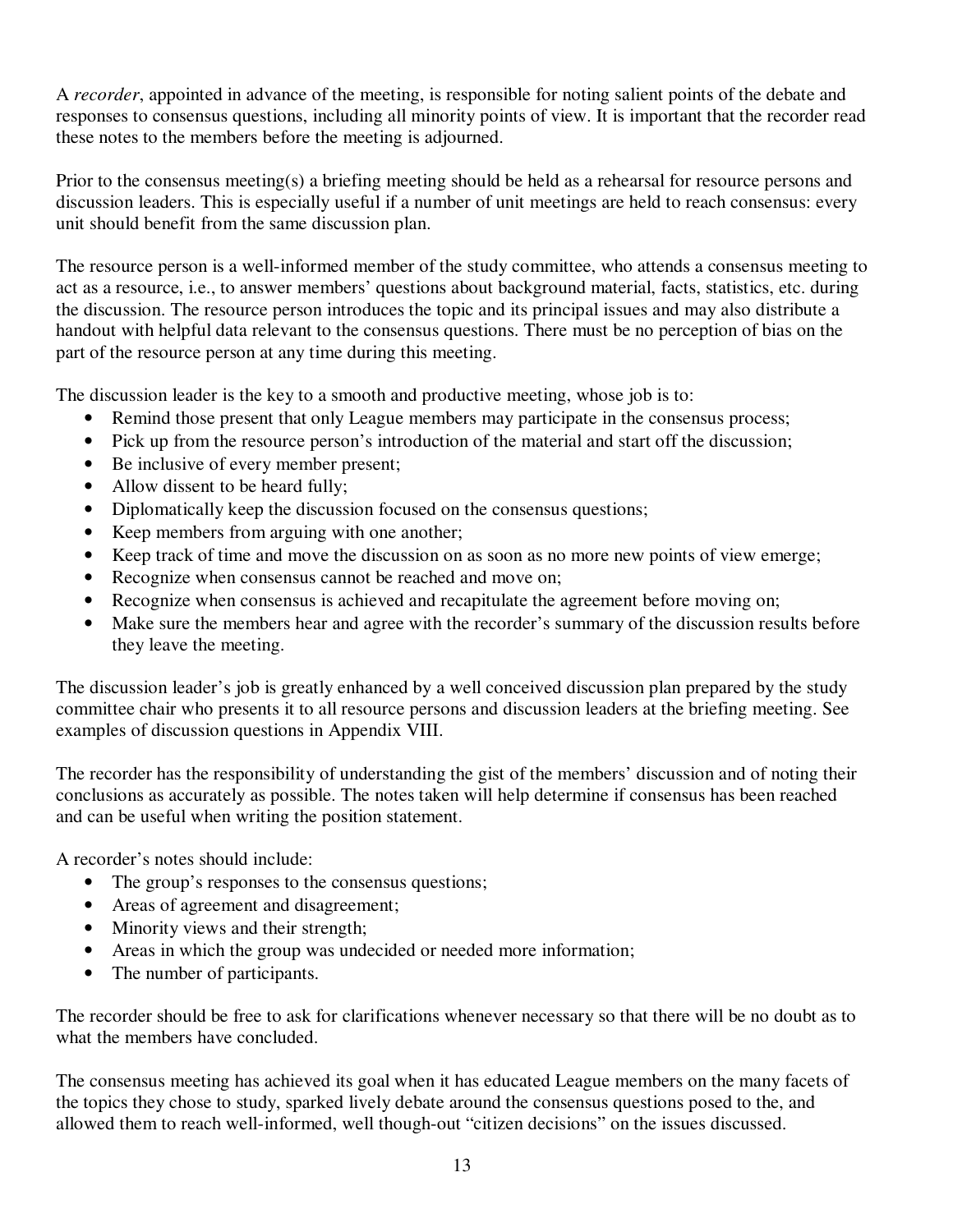A *recorder*, appointed in advance of the meeting, is responsible for noting salient points of the debate and responses to consensus questions, including all minority points of view. It is important that the recorder read these notes to the members before the meeting is adjourned.

Prior to the consensus meeting(s) a briefing meeting should be held as a rehearsal for resource persons and discussion leaders. This is especially useful if a number of unit meetings are held to reach consensus: every unit should benefit from the same discussion plan.

The resource person is a well-informed member of the study committee, who attends a consensus meeting to act as a resource, i.e., to answer members' questions about background material, facts, statistics, etc. during the discussion. The resource person introduces the topic and its principal issues and may also distribute a handout with helpful data relevant to the consensus questions. There must be no perception of bias on the part of the resource person at any time during this meeting.

The discussion leader is the key to a smooth and productive meeting, whose job is to:

- Remind those present that only League members may participate in the consensus process;
- Pick up from the resource person's introduction of the material and start off the discussion;
- Be inclusive of every member present;
- Allow dissent to be heard fully;
- Diplomatically keep the discussion focused on the consensus questions;
- Keep members from arguing with one another;
- Keep track of time and move the discussion on as soon as no more new points of view emerge;
- Recognize when consensus cannot be reached and move on;
- Recognize when consensus is achieved and recapitulate the agreement before moving on;
- Make sure the members hear and agree with the recorder's summary of the discussion results before they leave the meeting.

The discussion leader's job is greatly enhanced by a well conceived discussion plan prepared by the study committee chair who presents it to all resource persons and discussion leaders at the briefing meeting. See examples of discussion questions in Appendix VIII.

The recorder has the responsibility of understanding the gist of the members' discussion and of noting their conclusions as accurately as possible. The notes taken will help determine if consensus has been reached and can be useful when writing the position statement.

A recorder's notes should include:

- The group's responses to the consensus questions;
- Areas of agreement and disagreement;
- Minority views and their strength;
- Areas in which the group was undecided or needed more information;
- The number of participants.

The recorder should be free to ask for clarifications whenever necessary so that there will be no doubt as to what the members have concluded.

The consensus meeting has achieved its goal when it has educated League members on the many facets of the topics they chose to study, sparked lively debate around the consensus questions posed to the, and allowed them to reach well-informed, well though-out "citizen decisions" on the issues discussed.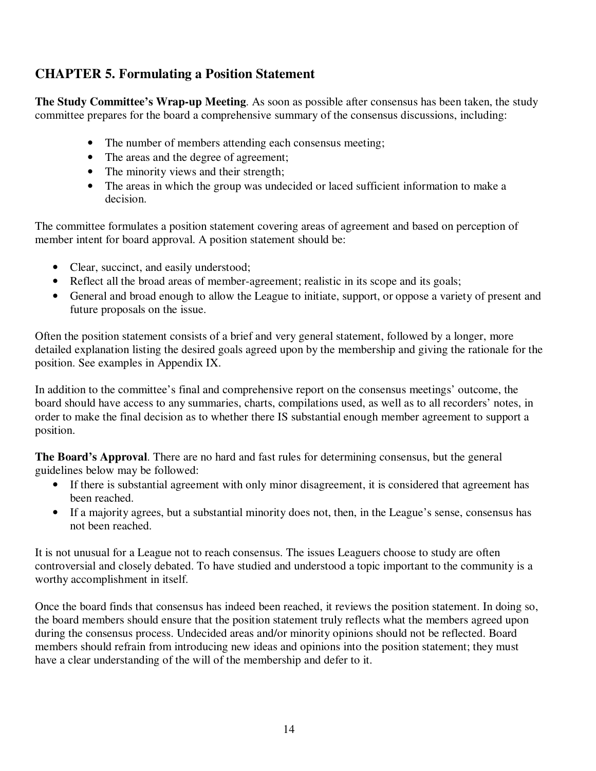## CHAPTER 5. Formulating a Position Statement

**The Study Committee's Wrap-up Meeting**. As soon as possible after consensus has been taken, the study committee prepares for the board a comprehensive summary of the consensus discussions, including:

- The number of members attending each consensus meeting;
- The areas and the degree of agreement;
- The minority views and their strength;
- The areas in which the group was undecided or laced sufficient information to make a decision.

The committee formulates a position statement covering areas of agreement and based on perception of member intent for board approval. A position statement should be:

- Clear, succinct, and easily understood;
- Reflect all the broad areas of member-agreement; realistic in its scope and its goals;
- General and broad enough to allow the League to initiate, support, or oppose a variety of present and future proposals on the issue.

Often the position statement consists of a brief and very general statement, followed by a longer, more detailed explanation listing the desired goals agreed upon by the membership and giving the rationale for the position. See examples in Appendix IX.

In addition to the committee's final and comprehensive report on the consensus meetings' outcome, the board should have access to any summaries, charts, compilations used, as well as to all recorders' notes, in order to make the final decision as to whether there IS substantial enough member agreement to support a position.

**The Board's Approval**. There are no hard and fast rules for determining consensus, but the general guidelines below may be followed:

- If there is substantial agreement with only minor disagreement, it is considered that agreement has been reached.
- If a majority agrees, but a substantial minority does not, then, in the League's sense, consensus has not been reached.

It is not unusual for a League not to reach consensus. The issues Leaguers choose to study are often controversial and closely debated. To have studied and understood a topic important to the community is a worthy accomplishment in itself.

Once the board finds that consensus has indeed been reached, it reviews the position statement. In doing so, the board members should ensure that the position statement truly reflects what the members agreed upon during the consensus process. Undecided areas and/or minority opinions should not be reflected. Board members should refrain from introducing new ideas and opinions into the position statement; they must have a clear understanding of the will of the membership and defer to it.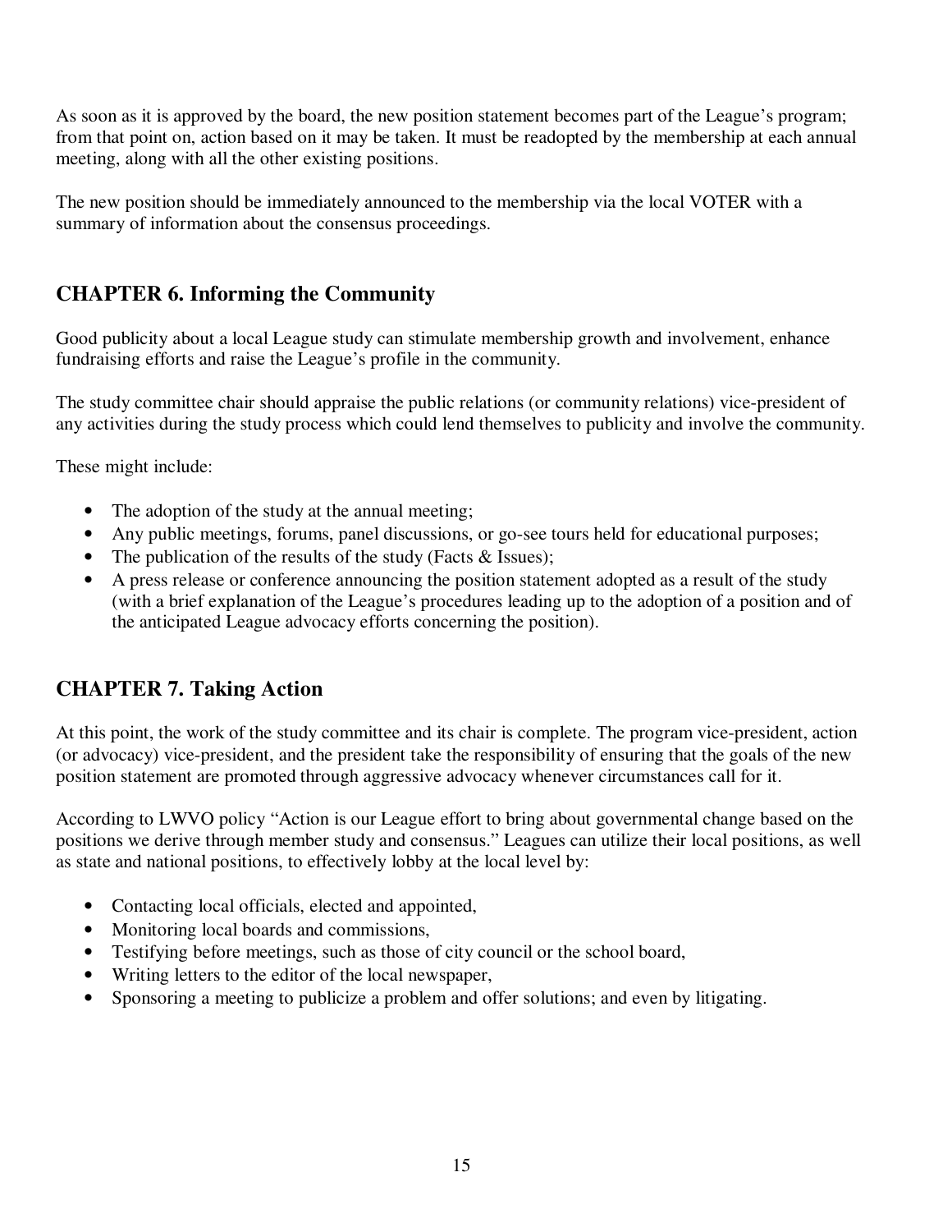As soon as it is approved by the board, the new position statement becomes part of the League's program; from that point on, action based on it may be taken. It must be readopted by the membership at each annual meeting, along with all the other existing positions.

The new position should be immediately announced to the membership via the local VOTER with a summary of information about the consensus proceedings.

## CHAPTER 6. Informing the Community

Good publicity about a local League study can stimulate membership growth and involvement, enhance fundraising efforts and raise the League's profile in the community.

The study committee chair should appraise the public relations (or community relations) vice-president of any activities during the study process which could lend themselves to publicity and involve the community.

These might include:

- The adoption of the study at the annual meeting;
- Any public meetings, forums, panel discussions, or go-see tours held for educational purposes;
- The publication of the results of the study (Facts & Issues);
- A press release or conference announcing the position statement adopted as a result of the study (with a brief explanation of the League's procedures leading up to the adoption of a position and of the anticipated League advocacy efforts concerning the position).

## CHAPTER 7. Taking Action

At this point, the work of the study committee and its chair is complete. The program vice-president, action (or advocacy) vice-president, and the president take the responsibility of ensuring that the goals of the new position statement are promoted through aggressive advocacy whenever circumstances call for it.

According to LWVO policy "Action is our League effort to bring about governmental change based on the positions we derive through member study and consensus." Leagues can utilize their local positions, as well as state and national positions, to effectively lobby at the local level by:

- Contacting local officials, elected and appointed,
- Monitoring local boards and commissions,
- Testifying before meetings, such as those of city council or the school board,
- Writing letters to the editor of the local newspaper,
- Sponsoring a meeting to publicize a problem and offer solutions; and even by litigating.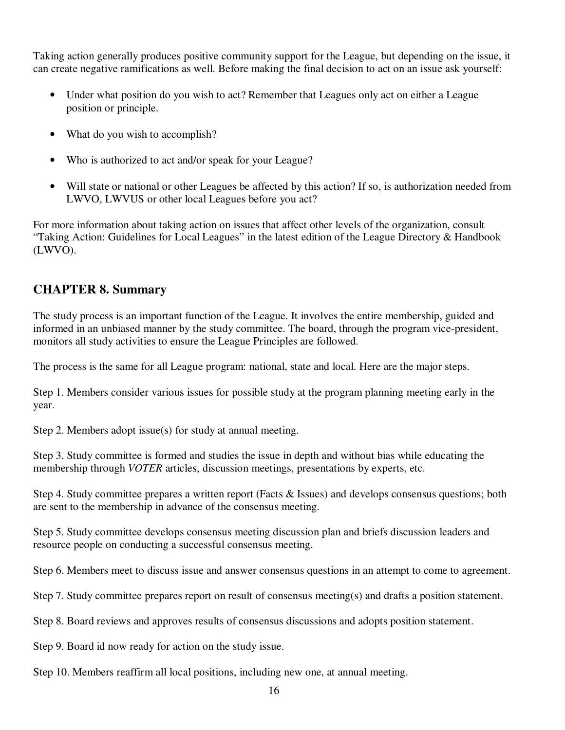Taking action generally produces positive community support for the League, but depending on the issue, it can create negative ramifications as well. Before making the final decision to act on an issue ask yourself:

- Under what position do you wish to act? Remember that Leagues only act on either a League position or principle.
- What do you wish to accomplish?
- Who is authorized to act and/or speak for your League?
- Will state or national or other Leagues be affected by this action? If so, is authorization needed from LWVO, LWVUS or other local Leagues before you act?

For more information about taking action on issues that affect other levels of the organization, consult "Taking Action: Guidelines for Local Leagues" in the latest edition of the League Directory & Handbook (LWVO).

## CHAPTER 8. Summary

The study process is an important function of the League. It involves the entire membership, guided and informed in an unbiased manner by the study committee. The board, through the program vice-president, monitors all study activities to ensure the League Principles are followed.

The process is the same for all League program: national, state and local. Here are the major steps.

Step 1. Members consider various issues for possible study at the program planning meeting early in the year.

Step 2. Members adopt issue(s) for study at annual meeting.

Step 3. Study committee is formed and studies the issue in depth and without bias while educating the membership through *VOTER* articles, discussion meetings, presentations by experts, etc.

Step 4. Study committee prepares a written report (Facts & Issues) and develops consensus questions; both are sent to the membership in advance of the consensus meeting.

Step 5. Study committee develops consensus meeting discussion plan and briefs discussion leaders and resource people on conducting a successful consensus meeting.

Step 6. Members meet to discuss issue and answer consensus questions in an attempt to come to agreement.

Step 7. Study committee prepares report on result of consensus meeting(s) and drafts a position statement.

Step 8. Board reviews and approves results of consensus discussions and adopts position statement.

Step 9. Board id now ready for action on the study issue.

Step 10. Members reaffirm all local positions, including new one, at annual meeting.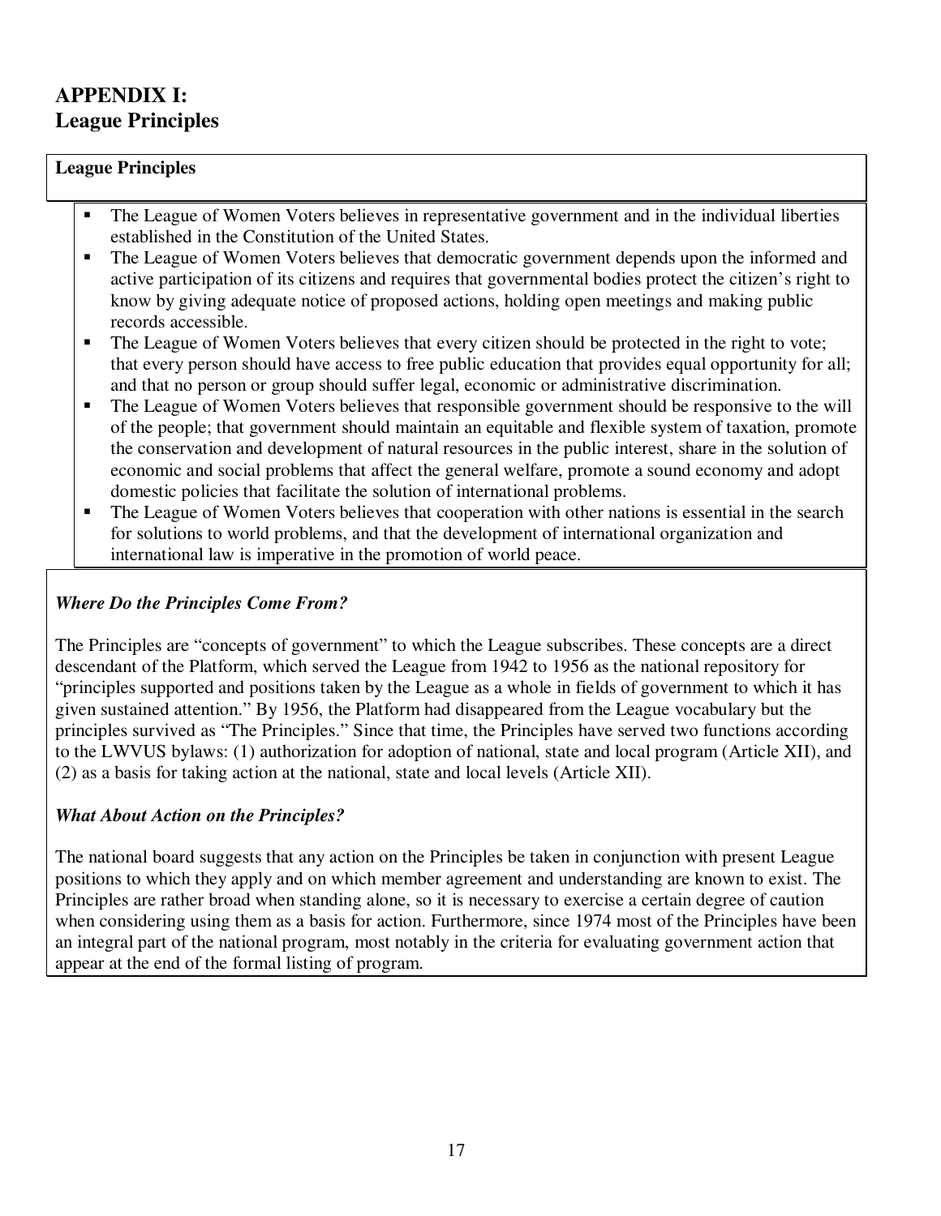# APPENDIX I:
# League Principles

**League Principles**

- The League of Women Voters believes in representative government and in the individual liberties established in the Constitution of the United States.
- The League of Women Voters believes that democratic government depends upon the informed and active participation of its citizens and requires that governmental bodies protect the citizen's right to know by giving adequate notice of proposed actions, holding open meetings and making public records accessible.
- The League of Women Voters believes that every citizen should be protected in the right to vote; that every person should have access to free public education that provides equal opportunity for all; and that no person or group should suffer legal, economic or administrative discrimination.
- The League of Women Voters believes that responsible government should be responsive to the will of the people; that government should maintain an equitable and flexible system of taxation, promote the conservation and development of natural resources in the public interest, share in the solution of economic and social problems that affect the general welfare, promote a sound economy and adopt domestic policies that facilitate the solution of international problems.
- The League of Women Voters believes that cooperation with other nations is essential in the search for solutions to world problems, and that the development of international organization and international law is imperative in the promotion of world peace.

***Where Do the Principles Come From?***

The Principles are "concepts of government" to which the League subscribes. These concepts are a direct descendant of the Platform, which served the League from 1942 to 1956 as the national repository for "principles supported and positions taken by the League as a whole in fields of government to which it has given sustained attention." By 1956, the Platform had disappeared from the League vocabulary but the principles survived as "The Principles." Since that time, the Principles have served two functions according to the LWVUS bylaws: (1) authorization for adoption of national, state and local program (Article XII), and (2) as a basis for taking action at the national, state and local levels (Article XII).

***What About Action on the Principles?***

The national board suggests that any action on the Principles be taken in conjunction with present League positions to which they apply and on which member agreement and understanding are known to exist. The Principles are rather broad when standing alone, so it is necessary to exercise a certain degree of caution when considering using them as a basis for action. Furthermore, since 1974 most of the Principles have been an integral part of the national program, most notably in the criteria for evaluating government action that appear at the end of the formal listing of program.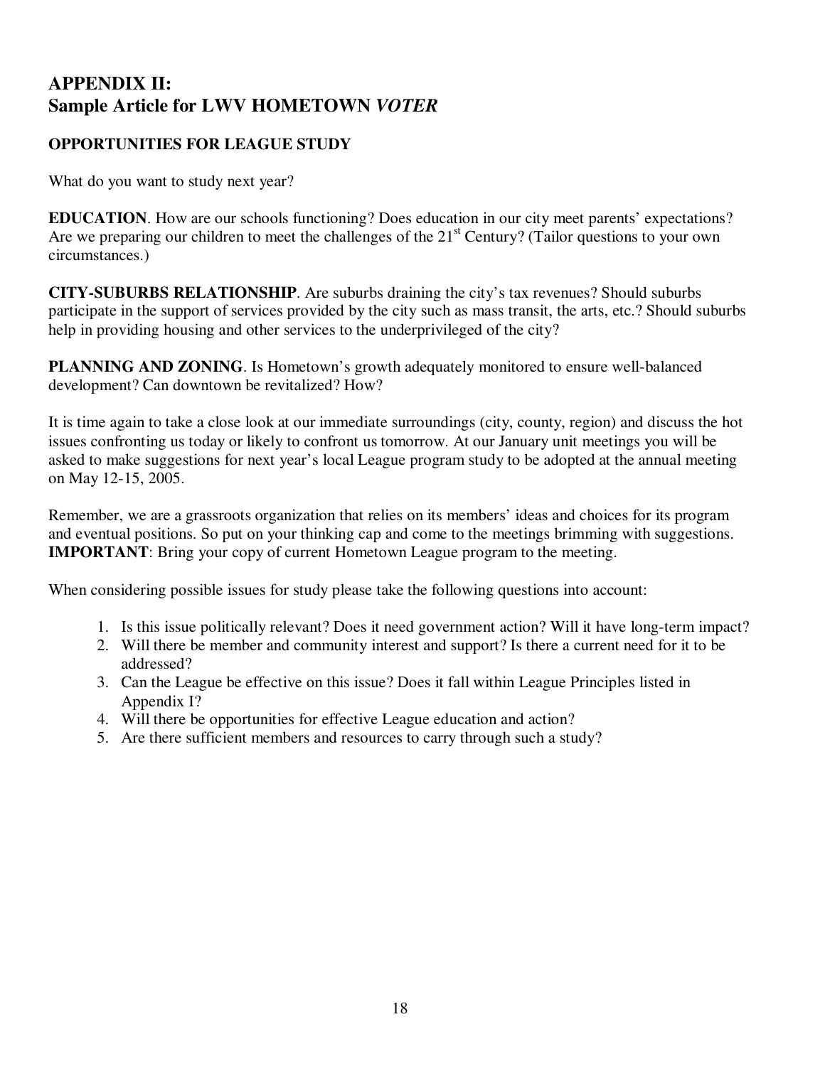## APPENDIX II:
## Sample Article for LWV HOMETOWN *VOTER*

**OPPORTUNITIES FOR LEAGUE STUDY**

What do you want to study next year?

**EDUCATION**. How are our schools functioning? Does education in our city meet parents' expectations? Are we preparing our children to meet the challenges of the 21st Century? (Tailor questions to your own circumstances.)

**CITY-SUBURBS RELATIONSHIP**. Are suburbs draining the city's tax revenues? Should suburbs participate in the support of services provided by the city such as mass transit, the arts, etc.? Should suburbs help in providing housing and other services to the underprivileged of the city?

**PLANNING AND ZONING**. Is Hometown's growth adequately monitored to ensure well-balanced development? Can downtown be revitalized? How?

It is time again to take a close look at our immediate surroundings (city, county, region) and discuss the hot issues confronting us today or likely to confront us tomorrow. At our January unit meetings you will be asked to make suggestions for next year's local League program study to be adopted at the annual meeting on May 12-15, 2005.

Remember, we are a grassroots organization that relies on its members' ideas and choices for its program and eventual positions. So put on your thinking cap and come to the meetings brimming with suggestions. **IMPORTANT**: Bring your copy of current Hometown League program to the meeting.

When considering possible issues for study please take the following questions into account:

1. Is this issue politically relevant? Does it need government action? Will it have long-term impact?
2. Will there be member and community interest and support? Is there a current need for it to be addressed?
3. Can the League be effective on this issue? Does it fall within League Principles listed in Appendix I?
4. Will there be opportunities for effective League education and action?
5. Are there sufficient members and resources to carry through such a study?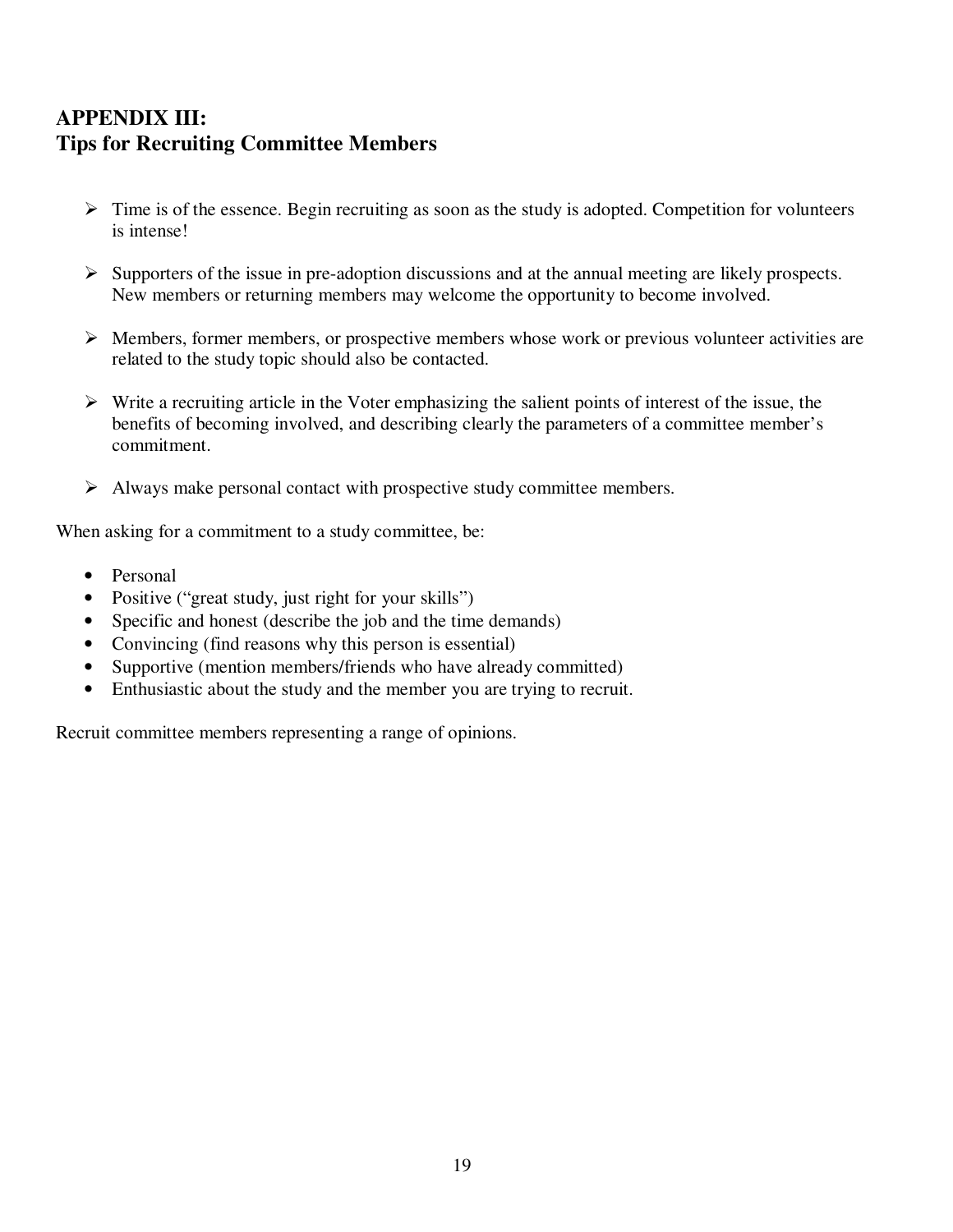## APPENDIX III:
## Tips for Recruiting Committee Members

- Time is of the essence. Begin recruiting as soon as the study is adopted. Competition for volunteers is intense!
- Supporters of the issue in pre-adoption discussions and at the annual meeting are likely prospects. New members or returning members may welcome the opportunity to become involved.
- Members, former members, or prospective members whose work or previous volunteer activities are related to the study topic should also be contacted.
- Write a recruiting article in the Voter emphasizing the salient points of interest of the issue, the benefits of becoming involved, and describing clearly the parameters of a committee member's commitment.
- Always make personal contact with prospective study committee members.

When asking for a commitment to a study committee, be:

- Personal
- Positive ("great study, just right for your skills")
- Specific and honest (describe the job and the time demands)
- Convincing (find reasons why this person is essential)
- Supportive (mention members/friends who have already committed)
- Enthusiastic about the study and the member you are trying to recruit.

Recruit committee members representing a range of opinions.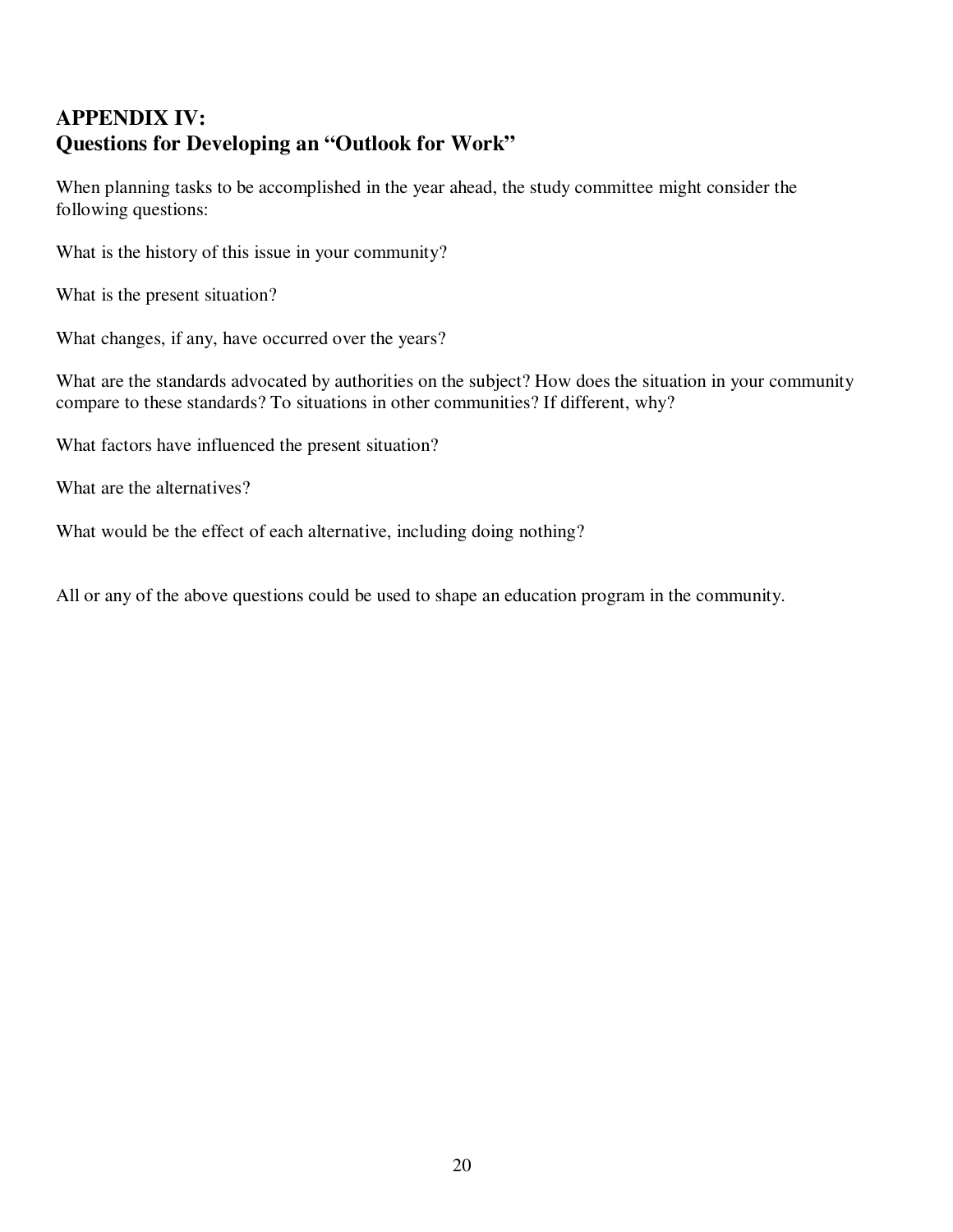## APPENDIX IV:
## Questions for Developing an "Outlook for Work"

When planning tasks to be accomplished in the year ahead, the study committee might consider the following questions:

What is the history of this issue in your community?

What is the present situation?

What changes, if any, have occurred over the years?

What are the standards advocated by authorities on the subject? How does the situation in your community compare to these standards? To situations in other communities? If different, why?

What factors have influenced the present situation?

What are the alternatives?

What would be the effect of each alternative, including doing nothing?

All or any of the above questions could be used to shape an education program in the community.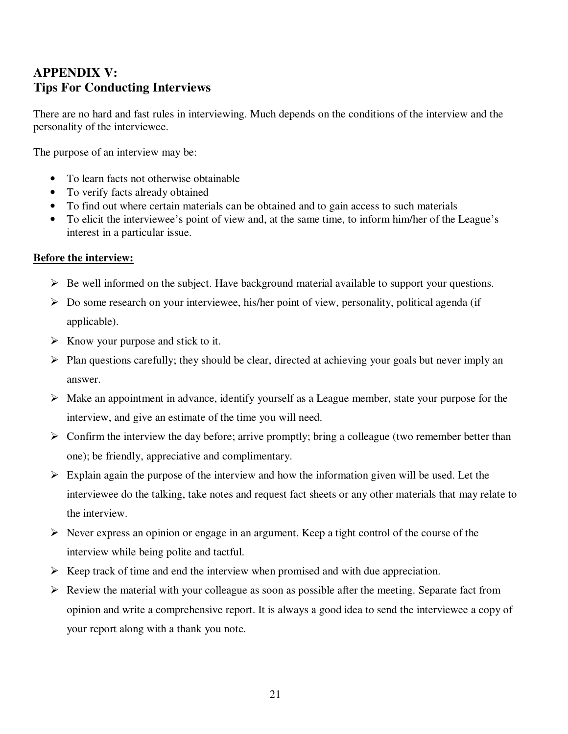# APPENDIX V:
# Tips For Conducting Interviews

There are no hard and fast rules in interviewing. Much depends on the conditions of the interview and the personality of the interviewee.

The purpose of an interview may be:

- To learn facts not otherwise obtainable
- To verify facts already obtained
- To find out where certain materials can be obtained and to gain access to such materials
- To elicit the interviewee's point of view and, at the same time, to inform him/her of the League's interest in a particular issue.

**<u>Before the interview:</u>**

- Be well informed on the subject. Have background material available to support your questions.
- Do some research on your interviewee, his/her point of view, personality, political agenda (if applicable).
- Know your purpose and stick to it.
- Plan questions carefully; they should be clear, directed at achieving your goals but never imply an answer.
- Make an appointment in advance, identify yourself as a League member, state your purpose for the interview, and give an estimate of the time you will need.
- Confirm the interview the day before; arrive promptly; bring a colleague (two remember better than one); be friendly, appreciative and complimentary.
- Explain again the purpose of the interview and how the information given will be used. Let the interviewee do the talking, take notes and request fact sheets or any other materials that may relate to the interview.
- Never express an opinion or engage in an argument. Keep a tight control of the course of the interview while being polite and tactful.
- Keep track of time and end the interview when promised and with due appreciation.
- Review the material with your colleague as soon as possible after the meeting. Separate fact from opinion and write a comprehensive report. It is always a good idea to send the interviewee a copy of your report along with a thank you note.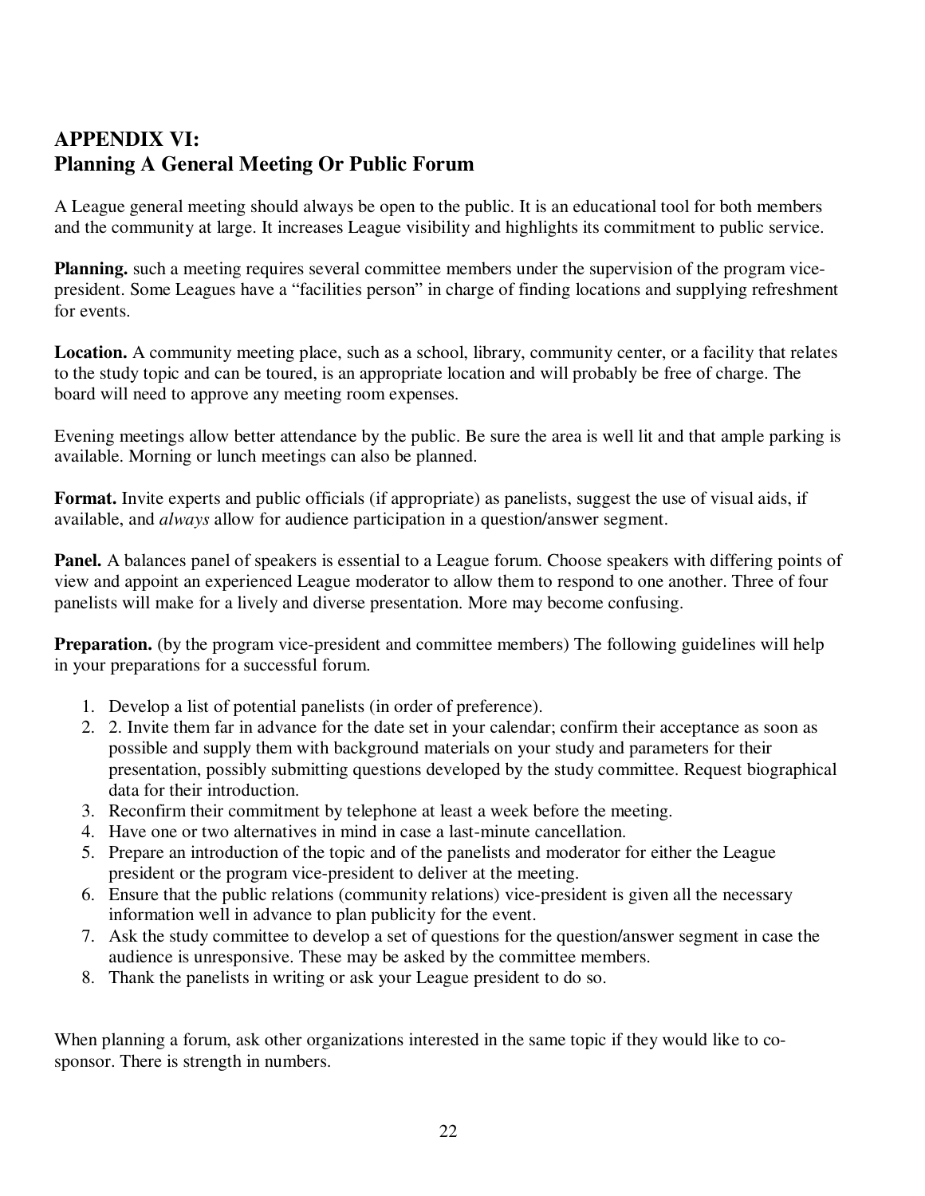## APPENDIX VI:
## Planning A General Meeting Or Public Forum

A League general meeting should always be open to the public. It is an educational tool for both members and the community at large. It increases League visibility and highlights its commitment to public service.

**Planning.** such a meeting requires several committee members under the supervision of the program vice-president. Some Leagues have a "facilities person" in charge of finding locations and supplying refreshment for events.

**Location.** A community meeting place, such as a school, library, community center, or a facility that relates to the study topic and can be toured, is an appropriate location and will probably be free of charge. The board will need to approve any meeting room expenses.

Evening meetings allow better attendance by the public. Be sure the area is well lit and that ample parking is available. Morning or lunch meetings can also be planned.

**Format.** Invite experts and public officials (if appropriate) as panelists, suggest the use of visual aids, if available, and *always* allow for audience participation in a question/answer segment.

**Panel.** A balances panel of speakers is essential to a League forum. Choose speakers with differing points of view and appoint an experienced League moderator to allow them to respond to one another. Three of four panelists will make for a lively and diverse presentation. More may become confusing.

**Preparation.** (by the program vice-president and committee members) The following guidelines will help in your preparations for a successful forum.

1. Develop a list of potential panelists (in order of preference).
2. 2. Invite them far in advance for the date set in your calendar; confirm their acceptance as soon as possible and supply them with background materials on your study and parameters for their presentation, possibly submitting questions developed by the study committee. Request biographical data for their introduction.
3. Reconfirm their commitment by telephone at least a week before the meeting.
4. Have one or two alternatives in mind in case a last-minute cancellation.
5. Prepare an introduction of the topic and of the panelists and moderator for either the League president or the program vice-president to deliver at the meeting.
6. Ensure that the public relations (community relations) vice-president is given all the necessary information well in advance to plan publicity for the event.
7. Ask the study committee to develop a set of questions for the question/answer segment in case the audience is unresponsive. These may be asked by the committee members.
8. Thank the panelists in writing or ask your League president to do so.

When planning a forum, ask other organizations interested in the same topic if they would like to co-sponsor. There is strength in numbers.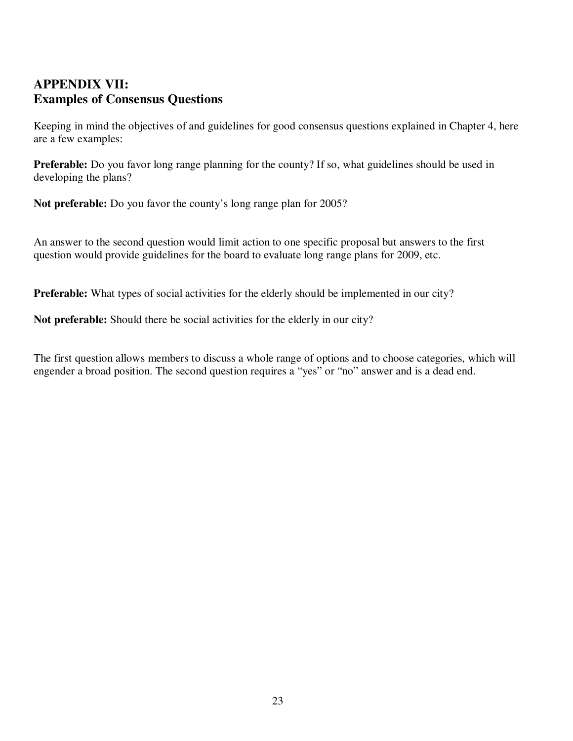## APPENDIX VII:
## Examples of Consensus Questions

Keeping in mind the objectives of and guidelines for good consensus questions explained in Chapter 4, here are a few examples:

**Preferable:** Do you favor long range planning for the county? If so, what guidelines should be used in developing the plans?

**Not preferable:** Do you favor the county's long range plan for 2005?

An answer to the second question would limit action to one specific proposal but answers to the first question would provide guidelines for the board to evaluate long range plans for 2009, etc.

**Preferable:** What types of social activities for the elderly should be implemented in our city?

**Not preferable:** Should there be social activities for the elderly in our city?

The first question allows members to discuss a whole range of options and to choose categories, which will engender a broad position. The second question requires a "yes" or "no" answer and is a dead end.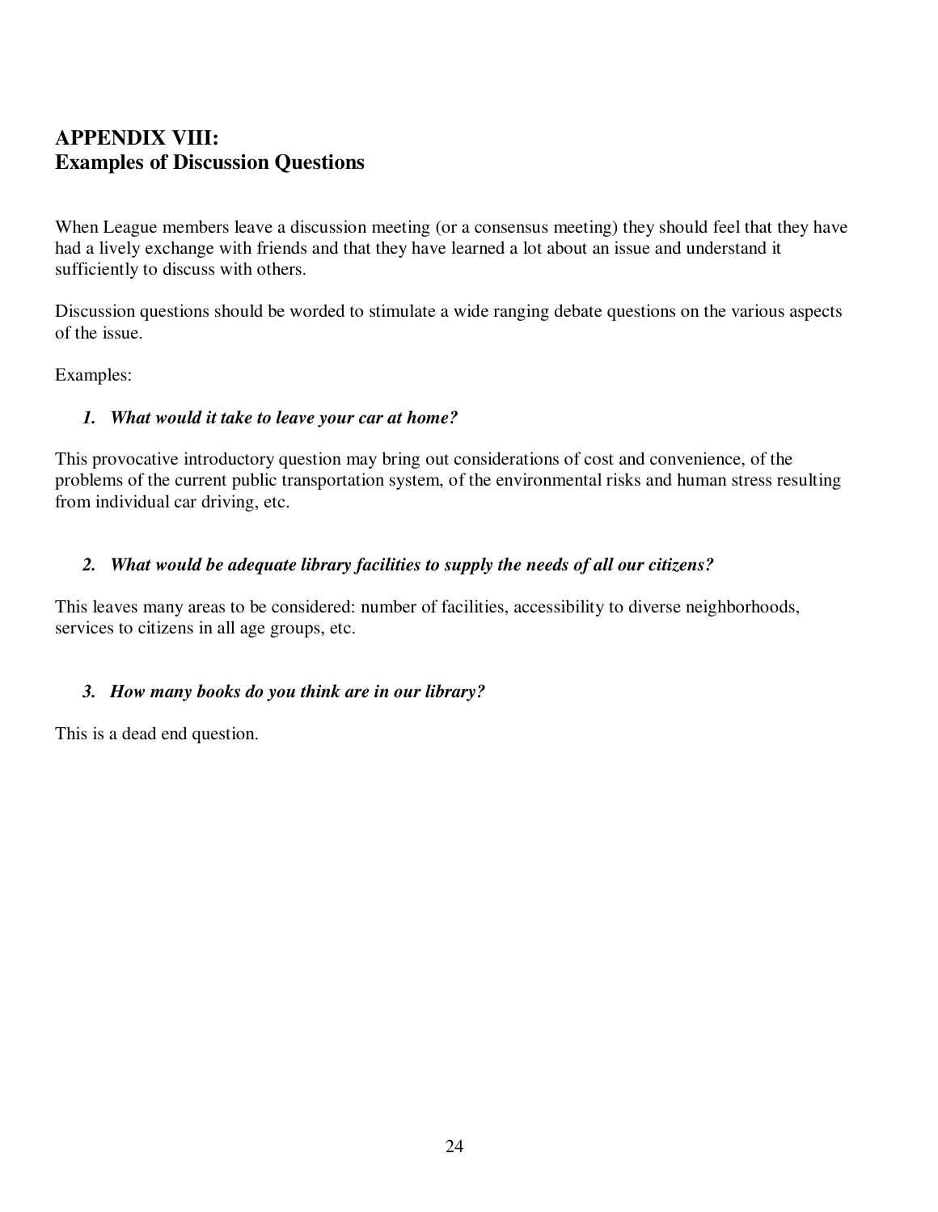## APPENDIX VIII:
## Examples of Discussion Questions

When League members leave a discussion meeting (or a consensus meeting) they should feel that they have had a lively exchange with friends and that they have learned a lot about an issue and understand it sufficiently to discuss with others.

Discussion questions should be worded to stimulate a wide ranging debate questions on the various aspects of the issue.

Examples:

1. ***What would it take to leave your car at home?***

This provocative introductory question may bring out considerations of cost and convenience, of the problems of the current public transportation system, of the environmental risks and human stress resulting from individual car driving, etc.

2. ***What would be adequate library facilities to supply the needs of all our citizens?***

This leaves many areas to be considered: number of facilities, accessibility to diverse neighborhoods, services to citizens in all age groups, etc.

3. ***How many books do you think are in our library?***

This is a dead end question.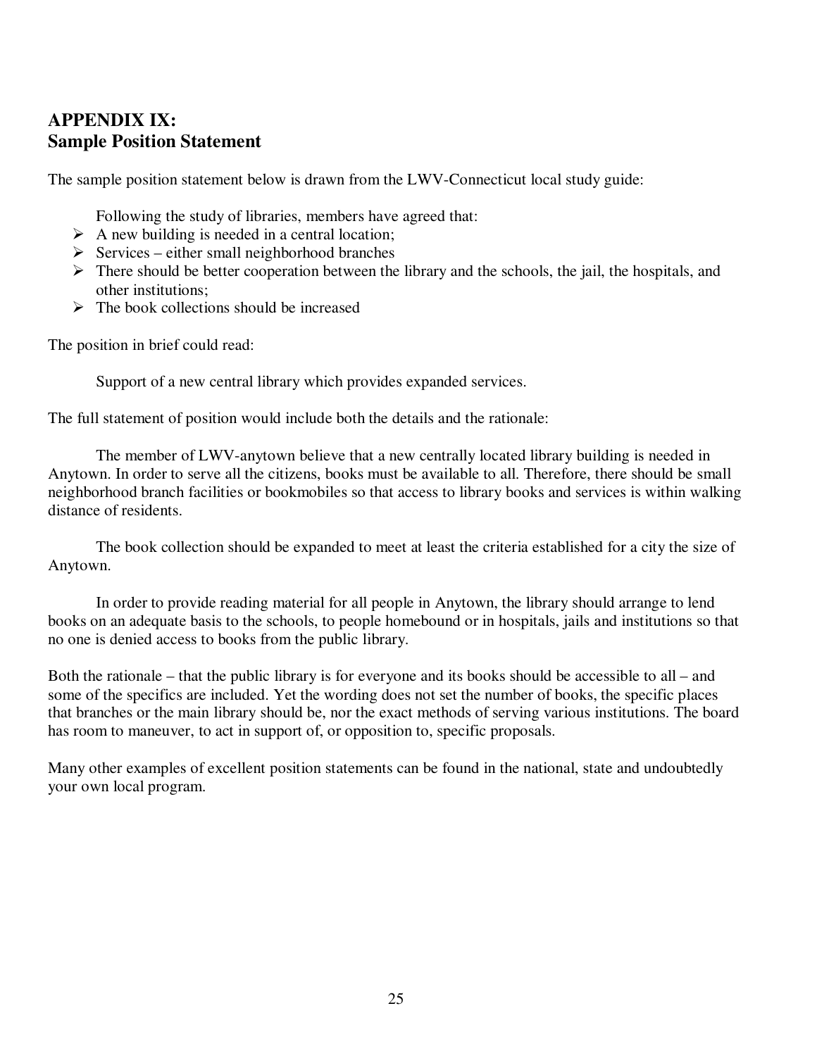# APPENDIX IX:
# Sample Position Statement

The sample position statement below is drawn from the LWV-Connecticut local study guide:

Following the study of libraries, members have agreed that:

- A new building is needed in a central location;
- Services – either small neighborhood branches
- There should be better cooperation between the library and the schools, the jail, the hospitals, and other institutions;
- The book collections should be increased

The position in brief could read:

Support of a new central library which provides expanded services.

The full statement of position would include both the details and the rationale:

The member of LWV-anytown believe that a new centrally located library building is needed in Anytown. In order to serve all the citizens, books must be available to all. Therefore, there should be small neighborhood branch facilities or bookmobiles so that access to library books and services is within walking distance of residents.

The book collection should be expanded to meet at least the criteria established for a city the size of Anytown.

In order to provide reading material for all people in Anytown, the library should arrange to lend books on an adequate basis to the schools, to people homebound or in hospitals, jails and institutions so that no one is denied access to books from the public library.

Both the rationale – that the public library is for everyone and its books should be accessible to all – and some of the specifics are included. Yet the wording does not set the number of books, the specific places that branches or the main library should be, nor the exact methods of serving various institutions. The board has room to maneuver, to act in support of, or opposition to, specific proposals.

Many other examples of excellent position statements can be found in the national, state and undoubtedly your own local program.